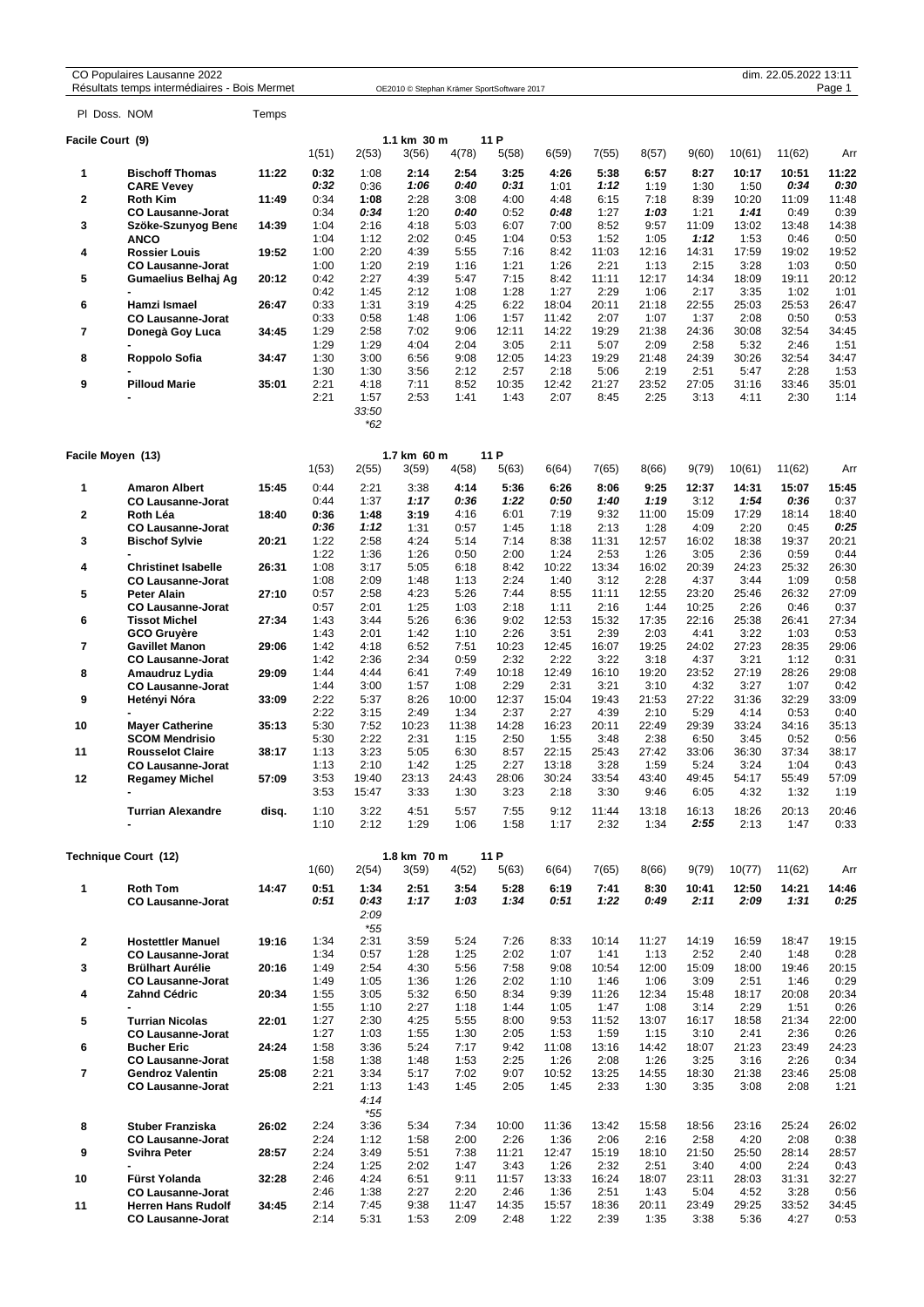CO Populaires Lausanne 2022
Résultats temps intermédiaires - Bois Mermet

OE2010 © Stephan Krämer SportSoftware 2017

dim. 22.05.2022 13:11

## Facile Court (9)

1.1 km 30 m 11 P

| Pl | Doss. NOM | Temps | 1(51) | 2(53) | 3(56) | 4(78) | 5(58) | 6(59) | 7(55) | 8(57) | 9(60) | 10(61) | 11(62) | Arr |
|---|---|---|---|---|---|---|---|---|---|---|---|---|---|---|
| 1 | **Bischoff Thomas** | **11:22** | 0:32 | 1:08 | 2:14 | 2:54 | 3:25 | 4:26 | 5:38 | 6:57 | 8:27 | 10:17 | 10:51 | 11:22 |
| | **CARE Vevey** | | *0:32* | 0:36 | *1:06* | *0:40* | *0:31* | 1:01 | *1:12* | 1:19 | 1:30 | 1:50 | *0:34* | *0:30* |
| 2 | **Roth Kim** | **11:49** | 0:34 | 1:08 | 2:28 | 3:08 | 4:00 | 4:48 | 6:15 | 7:18 | 8:39 | 10:20 | 11:09 | 11:48 |
| | **CO Lausanne-Jorat** | | 0:34 | *0:34* | 1:20 | *0:40* | 0:52 | *0:48* | 1:27 | *1:03* | 1:21 | *1:41* | 0:49 | 0:39 |
| 3 | **Szöke-Szunyog Bene** | **14:39** | 1:04 | 2:16 | 4:18 | 5:03 | 6:07 | 7:00 | 8:52 | 9:57 | 11:09 | 13:02 | 13:48 | 14:38 |
| | **ANCO** | | 1:04 | 1:12 | 2:02 | 0:45 | 1:04 | 0:53 | 1:52 | 1:05 | *1:12* | 1:53 | 0:46 | 0:50 |
| 4 | **Rossier Louis** | **19:52** | 1:00 | 2:20 | 4:39 | 5:55 | 7:16 | 8:42 | 11:03 | 12:16 | 14:31 | 17:59 | 19:02 | 19:52 |
| | **CO Lausanne-Jorat** | | 1:00 | 1:20 | 2:19 | 1:16 | 1:21 | 1:26 | 2:21 | 1:13 | 2:15 | 3:28 | 1:03 | 0:50 |
| 5 | **Gumaelius Belhaj Ag** | **20:12** | 0:42 | 2:27 | 4:39 | 5:47 | 7:15 | 8:42 | 11:11 | 12:17 | 14:34 | 18:09 | 19:11 | 20:12 |
| | **-** | | 0:42 | 1:45 | 2:12 | 1:08 | 1:28 | 1:27 | 2:29 | 1:06 | 2:17 | 3:35 | 1:02 | 1:01 |
| 6 | **Hamzi Ismael** | **26:47** | 0:33 | 1:31 | 3:19 | 4:25 | 6:22 | 18:04 | 20:11 | 21:18 | 22:55 | 25:03 | 25:53 | 26:47 |
| | **CO Lausanne-Jorat** | | 0:33 | 0:58 | 1:48 | 1:06 | 1:57 | 11:42 | 2:07 | 1:07 | 1:37 | 2:08 | 0:50 | 0:53 |
| 7 | **Donegà Goy Luca** | **34:45** | 1:29 | 2:58 | 7:02 | 9:06 | 12:11 | 14:22 | 19:29 | 21:38 | 24:36 | 30:08 | 32:54 | 34:45 |
| | **-** | | 1:29 | 1:29 | 4:04 | 2:04 | 3:05 | 2:11 | 5:07 | 2:09 | 2:58 | 5:32 | 2:46 | 1:51 |
| 8 | **Roppolo Sofia** | **34:47** | 1:30 | 3:00 | 6:56 | 9:08 | 12:05 | 14:23 | 19:29 | 21:48 | 24:39 | 30:26 | 32:54 | 34:47 |
| | **-** | | 1:30 | 1:30 | 3:56 | 2:12 | 2:57 | 2:18 | 5:06 | 2:19 | 2:51 | 5:47 | 2:28 | 1:53 |
| 9 | **Pilloud Marie** | **35:01** | 2:21 | 4:18 | 7:11 | 8:52 | 10:35 | 12:42 | 21:27 | 23:52 | 27:05 | 31:16 | 33:46 | 35:01 |
| | **-** | | 2:21 | 1:57 | 2:53 | 1:41 | 1:43 | 2:07 | 8:45 | 2:25 | 3:13 | 4:11 | 2:30 | 1:14 |
| | | | | *33:50* | | | | | | | | | | |
| | | | | *\*62* | | | | | | | | | | |

## Facile Moyen (13)

1.7 km 60 m 11 P

| Pl | Doss. NOM | Temps | 1(53) | 2(55) | 3(59) | 4(58) | 5(63) | 6(64) | 7(65) | 8(66) | 9(79) | 10(61) | 11(62) | Arr |
|---|---|---|---|---|---|---|---|---|---|---|---|---|---|---|
| 1 | **Amaron Albert** | **15:45** | 0:44 | 2:21 | 3:38 | 4:14 | 5:36 | 6:26 | 8:06 | 9:25 | 12:37 | 14:31 | 15:07 | 15:45 |
| | **CO Lausanne-Jorat** | | 0:44 | 1:37 | *1:17* | *0:36* | *1:22* | *0:50* | *1:40* | *1:19* | 3:12 | *1:54* | *0:36* | 0:37 |
| 2 | **Roth Léa** | **18:40** | 0:36 | 1:48 | 3:19 | 4:16 | 6:01 | 7:19 | 9:32 | 11:00 | 15:09 | 17:29 | 18:14 | 18:40 |
| | **CO Lausanne-Jorat** | | *0:36* | *1:12* | 1:31 | 0:57 | 1:45 | 1:18 | 2:13 | 1:28 | 4:09 | 2:20 | 0:45 | *0:25* |
| 3 | **Bischof Sylvie** | **20:21** | 1:22 | 2:58 | 4:24 | 5:14 | 7:14 | 8:38 | 11:31 | 12:57 | 16:02 | 18:38 | 19:37 | 20:21 |
| | **-** | | 1:22 | 1:36 | 1:26 | 0:50 | 2:00 | 1:24 | 2:53 | 1:26 | 3:05 | 2:36 | 0:59 | 0:44 |
| 4 | **Christinet Isabelle** | **26:31** | 1:08 | 3:17 | 5:05 | 6:18 | 8:42 | 10:22 | 13:34 | 16:02 | 20:39 | 24:23 | 25:32 | 26:30 |
| | **CO Lausanne-Jorat** | | 1:08 | 2:09 | 1:48 | 1:13 | 2:24 | 1:40 | 3:12 | 2:28 | 4:37 | 3:44 | 1:09 | 0:58 |
| 5 | **Peter Alain** | **27:10** | 0:57 | 2:58 | 4:23 | 5:26 | 7:44 | 8:55 | 11:11 | 12:55 | 23:20 | 25:46 | 26:32 | 27:09 |
| | **CO Lausanne-Jorat** | | 0:57 | 2:01 | 1:25 | 1:03 | 2:18 | 1:11 | 2:16 | 1:44 | 10:25 | 2:26 | 0:46 | 0:37 |
| 6 | **Tissot Michel** | **27:34** | 1:43 | 3:44 | 5:26 | 6:36 | 9:02 | 12:53 | 15:32 | 17:35 | 22:16 | 25:38 | 26:41 | 27:34 |
| | **GCO Gruyère** | | 1:43 | 2:01 | 1:42 | 1:10 | 2:26 | 3:51 | 2:39 | 2:03 | 4:41 | 3:22 | 1:03 | 0:53 |
| 7 | **Gavillet Manon** | **29:06** | 1:42 | 4:18 | 6:52 | 7:51 | 10:23 | 12:45 | 16:07 | 19:25 | 24:02 | 27:23 | 28:35 | 29:06 |
| | **CO Lausanne-Jorat** | | 1:42 | 2:36 | 2:34 | 0:59 | 2:32 | 2:22 | 3:22 | 3:18 | 4:37 | 3:21 | 1:12 | 0:31 |
| 8 | **Amaudruz Lydia** | **29:09** | 1:44 | 4:44 | 6:41 | 7:49 | 10:18 | 12:49 | 16:10 | 19:20 | 23:52 | 27:19 | 28:26 | 29:08 |
| | **CO Lausanne-Jorat** | | 1:44 | 3:00 | 1:57 | 1:08 | 2:29 | 2:31 | 3:21 | 3:10 | 4:32 | 3:27 | 1:07 | 0:42 |
| 9 | **Hetényi Nóra** | **33:09** | 2:22 | 5:37 | 8:26 | 10:00 | 12:37 | 15:04 | 19:43 | 21:53 | 27:22 | 31:36 | 32:29 | 33:09 |
| | **-** | | 2:22 | 3:15 | 2:49 | 1:34 | 2:37 | 2:27 | 4:39 | 2:10 | 5:29 | 4:14 | 0:53 | 0:40 |
| 10 | **Mayer Catherine** | **35:13** | 5:30 | 7:52 | 10:23 | 11:38 | 14:28 | 16:23 | 20:11 | 22:49 | 29:39 | 33:24 | 34:16 | 35:13 |
| | **SCOM Mendrisio** | | 5:30 | 2:22 | 2:31 | 1:15 | 2:50 | 1:55 | 3:48 | 2:38 | 6:50 | 3:45 | 0:52 | 0:56 |
| 11 | **Rousselot Claire** | **38:17** | 1:13 | 3:23 | 5:05 | 6:30 | 8:57 | 22:15 | 25:43 | 27:42 | 33:06 | 36:30 | 37:34 | 38:17 |
| | **CO Lausanne-Jorat** | | 1:13 | 2:10 | 1:42 | 1:25 | 2:27 | 13:18 | 3:28 | 1:59 | 5:24 | 3:24 | 1:04 | 0:43 |
| 12 | **Regamey Michel** | **57:09** | 3:53 | 19:40 | 23:13 | 24:43 | 28:06 | 30:24 | 33:54 | 43:40 | 49:45 | 54:17 | 55:49 | 57:09 |
| | **-** | | 3:53 | 15:47 | 3:33 | 1:30 | 3:23 | 2:18 | 3:30 | 9:46 | 6:05 | 4:32 | 1:32 | 1:19 |
| | **Turrian Alexandre** | **disq.** | 1:10 | 3:22 | 4:51 | 5:57 | 7:55 | 9:12 | 11:44 | 13:18 | 16:13 | 18:26 | 20:13 | 20:46 |
| | **-** | | 1:10 | 2:12 | 1:29 | 1:06 | 1:58 | 1:17 | 2:32 | 1:34 | *2:55* | 2:13 | 1:47 | 0:33 |

## Technique Court (12)

1.8 km 70 m 11 P

| Pl | Doss. NOM | Temps | 1(60) | 2(54) | 3(59) | 4(52) | 5(63) | 6(64) | 7(65) | 8(66) | 9(79) | 10(77) | 11(62) | Arr |
|---|---|---|---|---|---|---|---|---|---|---|---|---|---|---|
| 1 | **Roth Tom** | **14:47** | 0:51 | 1:34 | 2:51 | 3:54 | 5:28 | 6:19 | 7:41 | 8:30 | 10:41 | 12:50 | 14:21 | 14:46 |
| | **CO Lausanne-Jorat** | | *0:51* | *0:43* | *1:17* | *1:03* | *1:34* | *0:51* | *1:22* | *0:49* | *2:11* | *2:09* | *1:31* | *0:25* |
| | | | | *2:09* | | | | | | | | | | |
| | | | | *\*55* | | | | | | | | | | |
| 2 | **Hostettler Manuel** | **19:16** | 1:34 | 2:31 | 3:59 | 5:24 | 7:26 | 8:33 | 10:14 | 11:27 | 14:19 | 16:59 | 18:47 | 19:15 |
| | **CO Lausanne-Jorat** | | 1:34 | 0:57 | 1:28 | 1:25 | 2:02 | 1:07 | 1:41 | 1:13 | 2:52 | 2:40 | 1:48 | 0:28 |
| 3 | **Brülhart Aurélie** | **20:16** | 1:49 | 2:54 | 4:30 | 5:56 | 7:58 | 9:08 | 10:54 | 12:00 | 15:09 | 18:00 | 19:46 | 20:15 |
| | **CO Lausanne-Jorat** | | 1:49 | 1:05 | 1:36 | 1:26 | 2:02 | 1:10 | 1:46 | 1:06 | 3:09 | 2:51 | 1:46 | 0:29 |
| 4 | **Zahnd Cédric** | **20:34** | 1:55 | 3:05 | 5:32 | 6:50 | 8:34 | 9:39 | 11:26 | 12:34 | 15:48 | 18:17 | 20:08 | 20:34 |
| | **-** | | 1:55 | 1:10 | 2:27 | 1:18 | 1:44 | 1:05 | 1:47 | 1:08 | 3:14 | 2:29 | 1:51 | 0:26 |
| 5 | **Turrian Nicolas** | **22:01** | 1:27 | 2:30 | 4:25 | 5:55 | 8:00 | 9:53 | 11:52 | 13:07 | 16:17 | 18:58 | 21:34 | 22:00 |
| | **CO Lausanne-Jorat** | | 1:27 | 1:03 | 1:55 | 1:30 | 2:05 | 1:53 | 1:59 | 1:15 | 3:10 | 2:41 | 2:36 | 0:26 |
| 6 | **Bucher Eric** | **24:24** | 1:58 | 3:36 | 5:24 | 7:17 | 9:42 | 11:08 | 13:16 | 14:42 | 18:07 | 21:23 | 23:49 | 24:23 |
| | **CO Lausanne-Jorat** | | 1:58 | 1:38 | 1:48 | 1:53 | 2:25 | 1:26 | 2:08 | 1:26 | 3:25 | 3:16 | 2:26 | 0:34 |
| 7 | **Gendroz Valentin** | **25:08** | 2:21 | 3:34 | 5:17 | 7:02 | 9:07 | 10:52 | 13:25 | 14:55 | 18:30 | 21:38 | 23:46 | 25:08 |
| | **CO Lausanne-Jorat** | | 2:21 | 1:13 | 1:43 | 1:45 | 2:05 | 1:45 | 2:33 | 1:30 | 3:35 | 3:08 | 2:08 | 1:21 |
| | | | | *4:14* | | | | | | | | | | |
| | | | | *\*55* | | | | | | | | | | |
| 8 | **Stuber Franziska** | **26:02** | 2:24 | 3:36 | 5:34 | 7:34 | 10:00 | 11:36 | 13:42 | 15:58 | 18:56 | 23:16 | 25:24 | 26:02 |
| | **CO Lausanne-Jorat** | | 2:24 | 1:12 | 1:58 | 2:00 | 2:26 | 1:36 | 2:06 | 2:16 | 2:58 | 4:20 | 2:08 | 0:38 |
| 9 | **Svihra Peter** | **28:57** | 2:24 | 3:49 | 5:51 | 7:38 | 11:21 | 12:47 | 15:19 | 18:10 | 21:50 | 25:50 | 28:14 | 28:57 |
| | **-** | | 2:24 | 1:25 | 2:02 | 1:47 | 3:43 | 1:26 | 2:32 | 2:51 | 3:40 | 4:00 | 2:24 | 0:43 |
| 10 | **Fürst Yolanda** | **32:28** | 2:46 | 4:24 | 6:51 | 9:11 | 11:57 | 13:33 | 16:24 | 18:07 | 23:11 | 28:03 | 31:31 | 32:27 |
| | **CO Lausanne-Jorat** | | 2:46 | 1:38 | 2:27 | 2:20 | 2:46 | 1:36 | 2:51 | 1:43 | 5:04 | 4:52 | 3:28 | 0:56 |
| 11 | **Herren Hans Rudolf** | **34:45** | 2:14 | 7:45 | 9:38 | 11:47 | 14:35 | 15:57 | 18:36 | 20:11 | 23:49 | 29:25 | 33:52 | 34:45 |
| | **CO Lausanne-Jorat** | | 2:14 | 5:31 | 1:53 | 2:09 | 2:48 | 1:22 | 2:39 | 1:35 | 3:38 | 5:36 | 4:27 | 0:53 |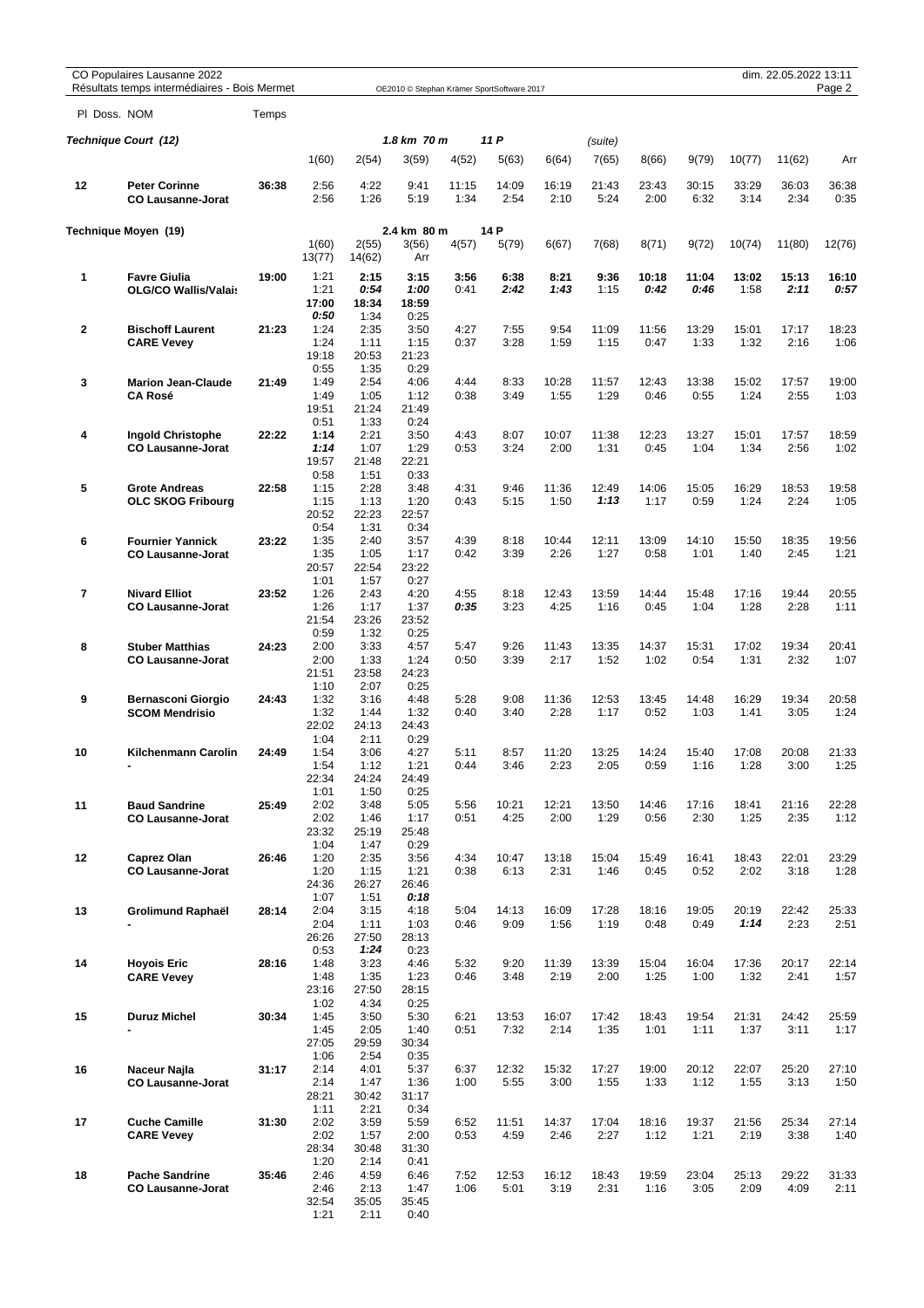CO Populaires Lausanne 2022
Résultats temps intermédiaires - Bois Mermet

OE2010 © Stephan Krämer SportSoftware 2017

dim. 22.05.2022 13:11

## Technique Court (12) — 1.8 km 70 m — 11 P (suite)

| Pl | Doss. NOM | Temps | 1(60) | 2(54) | 3(59) | 4(52) | 5(63) | 6(64) | 7(65) | 8(66) | 9(79) | 10(77) | 11(62) | Arr |
|---|---|---|---|---|---|---|---|---|---|---|---|---|---|---|
| 12 | **Peter Corinne** | 36:38 | 2:56 | 4:22 | 9:41 | 11:15 | 14:09 | 16:19 | 21:43 | 23:43 | 30:15 | 33:29 | 36:03 | 36:38 |
| | **CO Lausanne-Jorat** | | 2:56 | 1:26 | 5:19 | 1:34 | 2:54 | 2:10 | 5:24 | 2:00 | 6:32 | 3:14 | 2:34 | 0:35 |

## Technique Moyen (19) — 2.4 km 80 m — 14 P

| Pl | Doss. NOM | Temps | 1(60) / 13(77) | 2(55) / 14(62) | 3(56) / Arr | 4(57) | 5(79) | 6(67) | 7(68) | 8(71) | 9(72) | 10(74) | 11(80) | 12(76) |
|---|---|---|---|---|---|---|---|---|---|---|---|---|---|---|
| 1 | **Favre Giulia** | 19:00 | 1:21 | **2:15** | **3:15** | **3:56** | **6:38** | **8:21** | **9:36** | **10:18** | **11:04** | 13:02 | 15:13 | **16:10** |
| | **OLG/CO Wallis/Valais** | | 1:21 | ***0:54*** | ***1:00*** | 0:41 | ***2:42*** | ***1:43*** | 1:15 | ***0:42*** | ***0:46*** | 1:58 | ***2:11*** | ***0:57*** |
| | | | **17:00** | **18:34** | **18:59** | | | | | | | | | |
| | | | ***0:50*** | 1:34 | 0:25 | | | | | | | | | |
| 2 | **Bischoff Laurent** | 21:23 | 1:24 | 2:35 | 3:50 | 4:27 | 7:55 | 9:54 | 11:09 | 11:56 | 13:29 | 15:01 | 17:17 | 18:23 |
| | **CARE Vevey** | | 1:24 | 1:11 | 1:15 | 0:37 | 3:28 | 1:59 | 1:15 | 0:47 | 1:33 | 1:32 | 2:16 | 1:06 |
| | | | 19:18 | 20:53 | 21:23 | | | | | | | | | |
| | | | 0:55 | 1:35 | 0:29 | | | | | | | | | |
| 3 | **Marion Jean-Claude** | 21:49 | 1:49 | 2:54 | 4:06 | 4:44 | 8:33 | 10:28 | 11:57 | 12:43 | 13:38 | 15:02 | 17:57 | 19:00 |
| | **CA Rosé** | | 1:49 | 1:05 | 1:12 | 0:38 | 3:49 | 1:55 | 1:29 | 0:46 | 0:55 | 1:24 | 2:55 | 1:03 |
| | | | 19:51 | 21:24 | 21:49 | | | | | | | | | |
| | | | 0:51 | 1:33 | 0:24 | | | | | | | | | |
| 4 | **Ingold Christophe** | 22:22 | **1:14** | 2:21 | 3:50 | 4:43 | 8:07 | 10:07 | 11:38 | 12:23 | 13:27 | 15:01 | 17:57 | 18:59 |
| | **CO Lausanne-Jorat** | | ***1:14*** | 1:07 | 1:29 | 0:53 | 3:24 | 2:00 | 1:31 | 0:45 | 1:04 | 1:34 | 2:56 | 1:02 |
| | | | 19:57 | 21:48 | 22:21 | | | | | | | | | |
| | | | 0:58 | 1:51 | 0:33 | | | | | | | | | |
| 5 | **Grote Andreas** | 22:58 | 1:15 | 2:28 | 3:48 | 4:31 | 9:46 | 11:36 | 12:49 | 14:06 | 15:05 | 16:29 | 18:53 | 19:58 |
| | **OLC SKOG Fribourg** | | 1:15 | 1:13 | 1:20 | 0:43 | 5:15 | 1:50 | ***1:13*** | 1:17 | 0:59 | 1:24 | 2:24 | 1:05 |
| | | | 20:52 | 22:23 | 22:57 | | | | | | | | | |
| | | | 0:54 | 1:31 | 0:34 | | | | | | | | | |
| 6 | **Fournier Yannick** | 23:22 | 1:35 | 2:40 | 3:57 | 4:39 | 8:18 | 10:44 | 12:11 | 13:09 | 14:10 | 15:50 | 18:35 | 19:56 |
| | **CO Lausanne-Jorat** | | 1:35 | 1:05 | 1:17 | 0:42 | 3:39 | 2:26 | 1:27 | 0:58 | 1:01 | 1:40 | 2:45 | 1:21 |
| | | | 20:57 | 22:54 | 23:22 | | | | | | | | | |
| | | | 1:01 | 1:57 | 0:27 | | | | | | | | | |
| 7 | **Nivard Elliot** | 23:52 | 1:26 | 2:43 | 4:20 | 4:55 | 8:18 | 12:43 | 13:59 | 14:44 | 15:48 | 17:16 | 19:44 | 20:55 |
| | **CO Lausanne-Jorat** | | 1:26 | 1:17 | 1:37 | ***0:35*** | 3:23 | 4:25 | 1:16 | 0:45 | 1:04 | 1:28 | 2:28 | 1:11 |
| | | | 21:54 | 23:26 | 23:52 | | | | | | | | | |
| | | | 0:59 | 1:32 | 0:25 | | | | | | | | | |
| 8 | **Stuber Matthias** | 24:23 | 2:00 | 3:33 | 4:57 | 5:47 | 9:26 | 11:43 | 13:35 | 14:37 | 15:31 | 17:02 | 19:34 | 20:41 |
| | **CO Lausanne-Jorat** | | 2:00 | 1:33 | 1:24 | 0:50 | 3:39 | 2:17 | 1:52 | 1:02 | 0:54 | 1:31 | 2:32 | 1:07 |
| | | | 21:51 | 23:58 | 24:23 | | | | | | | | | |
| | | | 1:10 | 2:07 | 0:25 | | | | | | | | | |
| 9 | **Bernasconi Giorgio** | 24:43 | 1:32 | 3:16 | 4:48 | 5:28 | 9:08 | 11:36 | 12:53 | 13:45 | 14:48 | 16:29 | 19:34 | 20:58 |
| | **SCOM Mendrisio** | | 1:32 | 1:44 | 1:32 | 0:40 | 3:40 | 2:28 | 1:17 | 0:52 | 1:03 | 1:41 | 3:05 | 1:24 |
| | | | 22:02 | 24:13 | 24:43 | | | | | | | | | |
| | | | 1:04 | 2:11 | 0:29 | | | | | | | | | |
| 10 | **Kilchenmann Carolin** | 24:49 | 1:54 | 3:06 | 4:27 | 5:11 | 8:57 | 11:20 | 13:25 | 14:24 | 15:40 | 17:08 | 20:08 | 21:33 |
| | **-** | | 1:54 | 1:12 | 1:21 | 0:44 | 3:46 | 2:23 | 2:05 | 0:59 | 1:16 | 1:28 | 3:00 | 1:25 |
| | | | 22:34 | 24:24 | 24:49 | | | | | | | | | |
| | | | 1:01 | 1:50 | 0:25 | | | | | | | | | |
| 11 | **Baud Sandrine** | 25:49 | 2:02 | 3:48 | 5:05 | 5:56 | 10:21 | 12:21 | 13:50 | 14:46 | 17:16 | 18:41 | 21:16 | 22:28 |
| | **CO Lausanne-Jorat** | | 2:02 | 1:46 | 1:17 | 0:51 | 4:25 | 2:00 | 1:29 | 0:56 | 2:30 | 1:25 | 2:35 | 1:12 |
| | | | 23:32 | 25:19 | 25:48 | | | | | | | | | |
| | | | 1:04 | 1:47 | 0:29 | | | | | | | | | |
| 12 | **Caprez Olan** | 26:46 | 1:20 | 2:35 | 3:56 | 4:34 | 10:47 | 13:18 | 15:04 | 15:49 | 16:41 | 18:43 | 22:01 | 23:29 |
| | **CO Lausanne-Jorat** | | 1:20 | 1:15 | 1:21 | 0:38 | 6:13 | 2:31 | 1:46 | 0:45 | 0:52 | 2:02 | 3:18 | 1:28 |
| | | | 24:36 | 26:27 | 26:46 | | | | | | | | | |
| | | | 1:07 | 1:51 | ***0:18*** | | | | | | | | | |
| 13 | **Grolimund Raphaël** | 28:14 | 2:04 | 3:15 | 4:18 | 5:04 | 14:13 | 16:09 | 17:28 | 18:16 | 19:05 | 20:19 | 22:42 | 25:33 |
| | **-** | | 2:04 | 1:11 | 1:03 | 0:46 | 9:09 | 1:56 | 1:19 | 0:48 | 0:49 | ***1:14*** | 2:23 | 2:51 |
| | | | 26:26 | 27:50 | 28:13 | | | | | | | | | |
| | | | 0:53 | ***1:24*** | 0:23 | | | | | | | | | |
| 14 | **Hoyois Eric** | 28:16 | 1:48 | 3:23 | 4:46 | 5:32 | 9:20 | 11:39 | 13:39 | 15:04 | 16:04 | 17:36 | 20:17 | 22:14 |
| | **CARE Vevey** | | 1:48 | 1:35 | 1:23 | 0:46 | 3:48 | 2:19 | 2:00 | 1:25 | 1:00 | 1:32 | 2:41 | 1:57 |
| | | | 23:16 | 27:50 | 28:15 | | | | | | | | | |
| | | | 1:02 | 4:34 | 0:25 | | | | | | | | | |
| 15 | **Duruz Michel** | 30:34 | 1:45 | 3:50 | 5:30 | 6:21 | 13:53 | 16:07 | 17:42 | 18:43 | 19:54 | 21:31 | 24:42 | 25:59 |
| | **-** | | 1:45 | 2:05 | 1:40 | 0:51 | 7:32 | 2:14 | 1:35 | 1:01 | 1:11 | 1:37 | 3:11 | 1:17 |
| | | | 27:05 | 29:59 | 30:34 | | | | | | | | | |
| | | | 1:06 | 2:54 | 0:35 | | | | | | | | | |
| 16 | **Naceur Najla** | 31:17 | 2:14 | 4:01 | 5:37 | 6:37 | 12:32 | 15:32 | 17:27 | 19:00 | 20:12 | 22:07 | 25:20 | 27:10 |
| | **CO Lausanne-Jorat** | | 2:14 | 1:47 | 1:36 | 1:00 | 5:55 | 3:00 | 1:55 | 1:33 | 1:12 | 1:55 | 3:13 | 1:50 |
| | | | 28:21 | 30:42 | 31:17 | | | | | | | | | |
| | | | 1:11 | 2:21 | 0:34 | | | | | | | | | |
| 17 | **Cuche Camille** | 31:30 | 2:02 | 3:59 | 5:59 | 6:52 | 11:51 | 14:37 | 17:04 | 18:16 | 19:37 | 21:56 | 25:34 | 27:14 |
| | **CARE Vevey** | | 2:02 | 1:57 | 2:00 | 0:53 | 4:59 | 2:46 | 2:27 | 1:12 | 1:21 | 2:19 | 3:38 | 1:40 |
| | | | 28:34 | 30:48 | 31:30 | | | | | | | | | |
| | | | 1:20 | 2:14 | 0:41 | | | | | | | | | |
| 18 | **Pache Sandrine** | 35:46 | 2:46 | 4:59 | 6:46 | 7:52 | 12:53 | 16:12 | 18:43 | 19:59 | 23:04 | 25:13 | 29:22 | 31:33 |
| | **CO Lausanne-Jorat** | | 2:46 | 2:13 | 1:47 | 1:06 | 5:01 | 3:19 | 2:31 | 1:16 | 3:05 | 2:09 | 4:09 | 2:11 |
| | | | 32:54 | 35:05 | 35:45 | | | | | | | | | |
| | | | 1:21 | 2:11 | 0:40 | | | | | | | | | |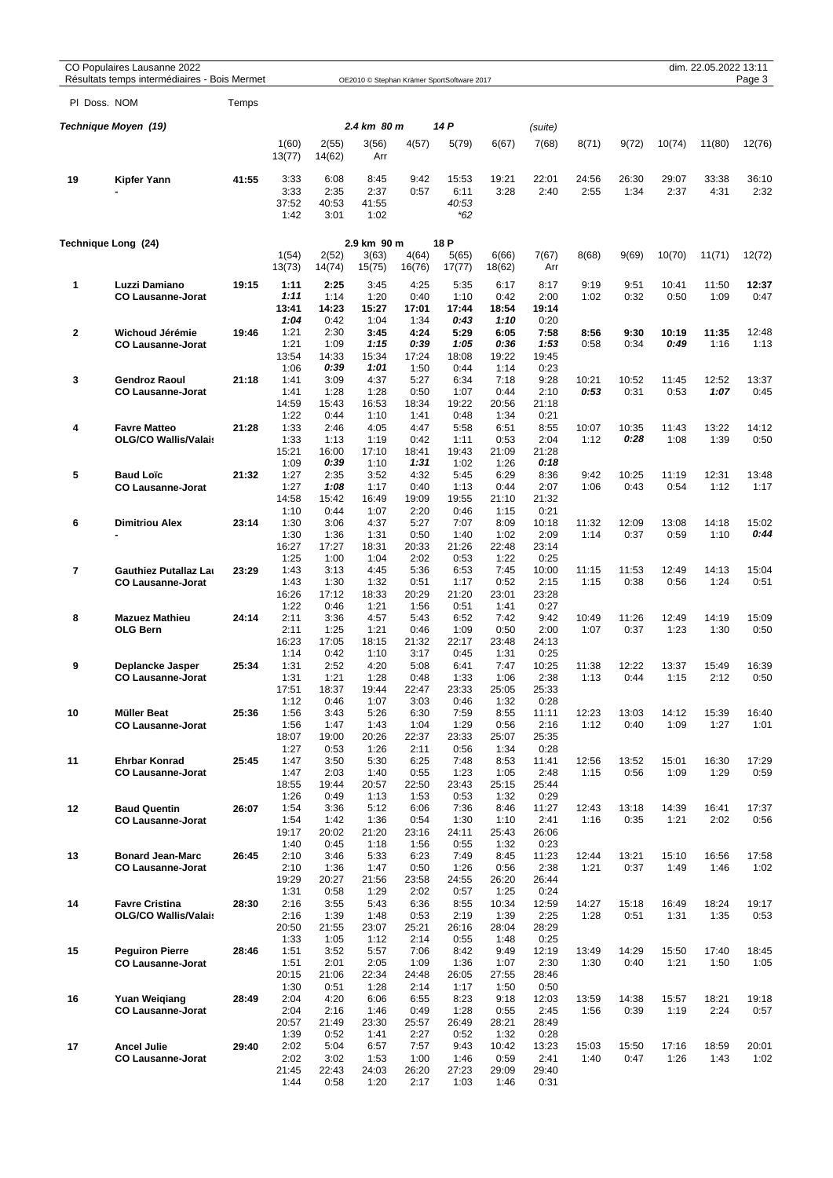CO Populaires Lausanne 2022
Résultats temps intermédiaires - Bois Mermet

OE2010 © Stephan Krämer SportSoftware 2017

dim. 22.05.2022 13:11

## Technique Moyen (19)

2.4 km 80 m — 14 P — (suite)

| Pl | Doss. NOM | Temps | 1(60) / 13(77) | 2(55) / 14(62) | 3(56) / Arr | 4(57) | 5(79) | 6(67) | 7(68) | 8(71) | 9(72) | 10(74) | 11(80) | 12(76) |
|---|---|---|---|---|---|---|---|---|---|---|---|---|---|---|
| 19 | Kipfer Yann | 41:55 | 3:33 | 6:08 | 8:45 | 9:42 | 15:53 | 19:21 | 22:01 | 24:56 | 26:30 | 29:07 | 33:38 | 36:10 |
| | - | | 3:33 | 2:35 | 2:37 | 0:57 | 6:11 | 3:28 | 2:40 | 2:55 | 1:34 | 2:37 | 4:31 | 2:32 |
| | | | 37:52 | 40:53 | 41:55 | | 40:53 | | | | | | | |
| | | | 1:42 | 3:01 | 1:02 | | *62 | | | | | | | |

## Technique Long (24)

2.9 km 90 m — 18 P

| Pl | Doss. NOM | Temps | 1(54) / 13(73) | 2(52) / 14(74) | 3(63) / 15(75) | 4(64) / 16(76) | 5(65) / 17(77) | 6(66) / 18(62) | 7(67) / Arr | 8(68) | 9(69) | 10(70) | 11(71) | 12(72) |
|---|---|---|---|---|---|---|---|---|---|---|---|---|---|---|
| 1 | Luzzi Damiano | 19:15 | **1:11** | **2:25** | 3:45 | 4:25 | 5:35 | 6:17 | 8:17 | 9:19 | 9:51 | 10:41 | 11:50 | **12:37** |
| | CO Lausanne-Jorat | | ***1:11*** | 1:14 | 1:20 | 0:40 | 1:10 | 0:42 | 2:00 | 1:02 | 0:32 | 0:50 | 1:09 | 0:47 |
| | | | **13:41** | **14:23** | **15:27** | **17:01** | **17:44** | **18:54** | **19:14** | | | | | |
| | | | ***1:04*** | 0:42 | 1:04 | 1:34 | ***0:43*** | ***1:10*** | 0:20 | | | | | |
| 2 | Wichoud Jérémie | 19:46 | 1:21 | 2:30 | **3:45** | **4:24** | **5:29** | **6:05** | **7:58** | **8:56** | **9:30** | **10:19** | **11:35** | 12:48 |
| | CO Lausanne-Jorat | | 1:21 | 1:09 | ***1:15*** | ***0:39*** | ***1:05*** | ***0:36*** | ***1:53*** | 0:58 | 0:34 | ***0:49*** | 1:16 | 1:13 |
| | | | 13:54 | 14:33 | 15:34 | 17:24 | 18:08 | 19:22 | 19:45 | | | | | |
| | | | 1:06 | ***0:39*** | ***1:01*** | 1:50 | 0:44 | 1:14 | 0:23 | | | | | |
| 3 | Gendroz Raoul | 21:18 | 1:41 | 3:09 | 4:37 | 5:27 | 6:34 | 7:18 | 9:28 | 10:21 | 10:52 | 11:45 | 12:52 | 13:37 |
| | CO Lausanne-Jorat | | 1:41 | 1:28 | 1:28 | 0:50 | 1:07 | 0:44 | 2:10 | ***0:53*** | 0:31 | 0:53 | ***1:07*** | 0:45 |
| | | | 14:59 | 15:43 | 16:53 | 18:34 | 19:22 | 20:56 | 21:18 | | | | | |
| | | | 1:22 | 0:44 | 1:10 | 1:41 | 0:48 | 1:34 | 0:21 | | | | | |
| 4 | Favre Matteo | 21:28 | 1:33 | 2:46 | 4:05 | 4:47 | 5:58 | 6:51 | 8:55 | 10:07 | 10:35 | 11:43 | 13:22 | 14:12 |
| | OLG/CO Wallis/Valais | | 1:33 | 1:13 | 1:19 | 0:42 | 1:11 | 0:53 | 2:04 | 1:12 | ***0:28*** | 1:08 | 1:39 | 0:50 |
| | | | 15:21 | 16:00 | 17:10 | 18:41 | 19:43 | 21:09 | 21:28 | | | | | |
| | | | 1:09 | ***0:39*** | 1:10 | ***1:31*** | 1:02 | 1:26 | ***0:18*** | | | | | |
| 5 | Baud Loïc | 21:32 | 1:27 | 2:35 | 3:52 | 4:32 | 5:45 | 6:29 | 8:36 | 9:42 | 10:25 | 11:19 | 12:31 | 13:48 |
| | CO Lausanne-Jorat | | 1:27 | ***1:08*** | 1:17 | 0:40 | 1:13 | 0:44 | 2:07 | 1:06 | 0:43 | 0:54 | 1:12 | 1:17 |
| | | | 14:58 | 15:42 | 16:49 | 19:09 | 19:55 | 21:10 | 21:32 | | | | | |
| | | | 1:10 | 0:44 | 1:07 | 2:20 | 0:46 | 1:15 | 0:21 | | | | | |
| 6 | Dimitriou Alex | 23:14 | 1:30 | 3:06 | 4:37 | 5:27 | 7:07 | 8:09 | 10:18 | 11:32 | 12:09 | 13:08 | 14:18 | 15:02 |
| | - | | 1:30 | 1:36 | 1:31 | 0:50 | 1:40 | 1:02 | 2:09 | 1:14 | 0:37 | 0:59 | 1:10 | ***0:44*** |
| | | | 16:27 | 17:27 | 18:31 | 20:33 | 21:26 | 22:48 | 23:14 | | | | | |
| | | | 1:25 | 1:00 | 1:04 | 2:02 | 0:53 | 1:22 | 0:25 | | | | | |
| 7 | Gauthiez Putallaz Lau | 23:29 | 1:43 | 3:13 | 4:45 | 5:36 | 6:53 | 7:45 | 10:00 | 11:15 | 11:53 | 12:49 | 14:13 | 15:04 |
| | CO Lausanne-Jorat | | 1:43 | 1:30 | 1:32 | 0:51 | 1:17 | 0:52 | 2:15 | 1:15 | 0:38 | 0:56 | 1:24 | 0:51 |
| | | | 16:26 | 17:12 | 18:33 | 20:29 | 21:20 | 23:01 | 23:28 | | | | | |
| | | | 1:22 | 0:46 | 1:21 | 1:56 | 0:51 | 1:41 | 0:27 | | | | | |
| 8 | Mazuez Mathieu | 24:14 | 2:11 | 3:36 | 4:57 | 5:43 | 6:52 | 7:42 | 9:42 | 10:49 | 11:26 | 12:49 | 14:19 | 15:09 |
| | OLG Bern | | 2:11 | 1:25 | 1:21 | 0:46 | 1:09 | 0:50 | 2:00 | 1:07 | 0:37 | 1:23 | 1:30 | 0:50 |
| | | | 16:23 | 17:05 | 18:15 | 21:32 | 22:17 | 23:48 | 24:13 | | | | | |
| | | | 1:14 | 0:42 | 1:10 | 3:17 | 0:45 | 1:31 | 0:25 | | | | | |
| 9 | Deplancke Jasper | 25:34 | 1:31 | 2:52 | 4:20 | 5:08 | 6:41 | 7:47 | 10:25 | 11:38 | 12:22 | 13:37 | 15:49 | 16:39 |
| | CO Lausanne-Jorat | | 1:31 | 1:21 | 1:28 | 0:48 | 1:33 | 1:06 | 2:38 | 1:13 | 0:44 | 1:15 | 2:12 | 0:50 |
| | | | 17:51 | 18:37 | 19:44 | 22:47 | 23:33 | 25:05 | 25:33 | | | | | |
| | | | 1:12 | 0:46 | 1:07 | 3:03 | 0:46 | 1:32 | 0:28 | | | | | |
| 10 | Müller Beat | 25:36 | 1:56 | 3:43 | 5:26 | 6:30 | 7:59 | 8:55 | 11:11 | 12:23 | 13:03 | 14:12 | 15:39 | 16:40 |
| | CO Lausanne-Jorat | | 1:56 | 1:47 | 1:43 | 1:04 | 1:29 | 0:56 | 2:16 | 1:12 | 0:40 | 1:09 | 1:27 | 1:01 |
| | | | 18:07 | 19:00 | 20:26 | 22:37 | 23:33 | 25:07 | 25:35 | | | | | |
| | | | 1:27 | 0:53 | 1:26 | 2:11 | 0:56 | 1:34 | 0:28 | | | | | |
| 11 | Ehrbar Konrad | 25:45 | 1:47 | 3:50 | 5:30 | 6:25 | 7:48 | 8:53 | 11:41 | 12:56 | 13:52 | 15:01 | 16:30 | 17:29 |
| | CO Lausanne-Jorat | | 1:47 | 2:03 | 1:40 | 0:55 | 1:23 | 1:05 | 2:48 | 1:15 | 0:56 | 1:09 | 1:29 | 0:59 |
| | | | 18:55 | 19:44 | 20:57 | 22:50 | 23:43 | 25:15 | 25:44 | | | | | |
| | | | 1:26 | 0:49 | 1:13 | 1:53 | 0:53 | 1:32 | 0:29 | | | | | |
| 12 | Baud Quentin | 26:07 | 1:54 | 3:36 | 5:12 | 6:06 | 7:36 | 8:46 | 11:27 | 12:43 | 13:18 | 14:39 | 16:41 | 17:37 |
| | CO Lausanne-Jorat | | 1:54 | 1:42 | 1:36 | 0:54 | 1:30 | 1:10 | 2:41 | 1:16 | 0:35 | 1:21 | 2:02 | 0:56 |
| | | | 19:17 | 20:02 | 21:20 | 23:16 | 24:11 | 25:43 | 26:06 | | | | | |
| | | | 1:40 | 0:45 | 1:18 | 1:56 | 0:55 | 1:32 | 0:23 | | | | | |
| 13 | Bonard Jean-Marc | 26:45 | 2:10 | 3:46 | 5:33 | 6:23 | 7:49 | 8:45 | 11:23 | 12:44 | 13:21 | 15:10 | 16:56 | 17:58 |
| | CO Lausanne-Jorat | | 2:10 | 1:36 | 1:47 | 0:50 | 1:26 | 0:56 | 2:38 | 1:21 | 0:37 | 1:49 | 1:46 | 1:02 |
| | | | 19:29 | 20:27 | 21:56 | 23:58 | 24:55 | 26:20 | 26:44 | | | | | |
| | | | 1:31 | 0:58 | 1:29 | 2:02 | 0:57 | 1:25 | 0:24 | | | | | |
| 14 | Favre Cristina | 28:30 | 2:16 | 3:55 | 5:43 | 6:36 | 8:55 | 10:34 | 12:59 | 14:27 | 15:18 | 16:49 | 18:24 | 19:17 |
| | OLG/CO Wallis/Valais | | 2:16 | 1:39 | 1:48 | 0:53 | 2:19 | 1:39 | 2:25 | 1:28 | 0:51 | 1:31 | 1:35 | 0:53 |
| | | | 20:50 | 21:55 | 23:07 | 25:21 | 26:16 | 28:04 | 28:29 | | | | | |
| | | | 1:33 | 1:05 | 1:12 | 2:14 | 0:55 | 1:48 | 0:25 | | | | | |
| 15 | Peguiron Pierre | 28:46 | 1:51 | 3:52 | 5:57 | 7:06 | 8:42 | 9:49 | 12:19 | 13:49 | 14:29 | 15:50 | 17:40 | 18:45 |
| | CO Lausanne-Jorat | | 1:51 | 2:01 | 2:05 | 1:09 | 1:36 | 1:07 | 2:30 | 1:30 | 0:40 | 1:21 | 1:50 | 1:05 |
| | | | 20:15 | 21:06 | 22:34 | 24:48 | 26:05 | 27:55 | 28:46 | | | | | |
| | | | 1:30 | 0:51 | 1:28 | 2:14 | 1:17 | 1:50 | 0:50 | | | | | |
| 16 | Yuan Weiqiang | 28:49 | 2:04 | 4:20 | 6:06 | 6:55 | 8:23 | 9:18 | 12:03 | 13:59 | 14:38 | 15:57 | 18:21 | 19:18 |
| | CO Lausanne-Jorat | | 2:04 | 2:16 | 1:46 | 0:49 | 1:28 | 0:55 | 2:45 | 1:56 | 0:39 | 1:19 | 2:24 | 0:57 |
| | | | 20:57 | 21:49 | 23:30 | 25:57 | 26:49 | 28:21 | 28:49 | | | | | |
| | | | 1:39 | 0:52 | 1:41 | 2:27 | 0:52 | 1:32 | 0:28 | | | | | |
| 17 | Ancel Julie | 29:40 | 2:02 | 5:04 | 6:57 | 7:57 | 9:43 | 10:42 | 13:23 | 15:03 | 15:50 | 17:16 | 18:59 | 20:01 |
| | CO Lausanne-Jorat | | 2:02 | 3:02 | 1:53 | 1:00 | 1:46 | 0:59 | 2:41 | 1:40 | 0:47 | 1:26 | 1:43 | 1:02 |
| | | | 21:45 | 22:43 | 24:03 | 26:20 | 27:23 | 29:09 | 29:40 | | | | | |
| | | | 1:44 | 0:58 | 1:20 | 2:17 | 1:03 | 1:46 | 0:31 | | | | | |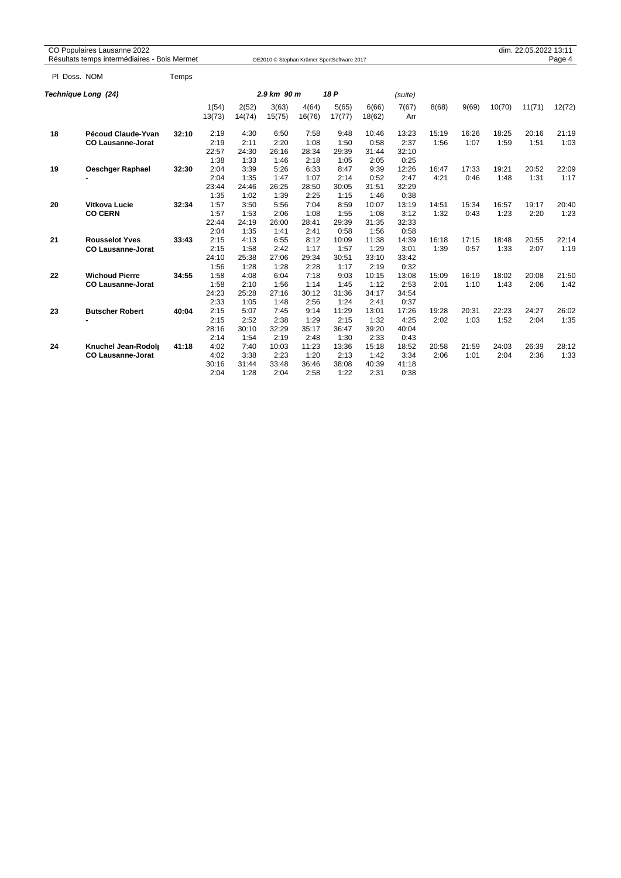CO Populaires Lausanne 2022
Résultats temps intermédiaires - Bois Mermet

OE2010 © Stephan Krämer SportSoftware 2017

dim. 22.05.2022 13:11

### Technique Long (24) — 2.9 km 90 m — 18 P (suite)

| Pl | Doss. NOM | Temps | 1(54) 13(73) | 2(52) 14(74) | 3(63) 15(75) | 4(64) 16(76) | 5(65) 17(77) | 6(66) 18(62) | 7(67) Arr | 8(68) | 9(69) | 10(70) | 11(71) | 12(72) |
|---|---|---|---|---|---|---|---|---|---|---|---|---|---|---|
| 18 | **Pécoud Claude-Yvan** | **32:10** | 2:19 | 4:30 | 6:50 | 7:58 | 9:48 | 10:46 | 13:23 | 15:19 | 16:26 | 18:25 | 20:16 | 21:19 |
| | **CO Lausanne-Jorat** | | 2:19 | 2:11 | 2:20 | 1:08 | 1:50 | 0:58 | 2:37 | 1:56 | 1:07 | 1:59 | 1:51 | 1:03 |
| | | | 22:57 | 24:30 | 26:16 | 28:34 | 29:39 | 31:44 | 32:10 | | | | | |
| | | | 1:38 | 1:33 | 1:46 | 2:18 | 1:05 | 2:05 | 0:25 | | | | | |
| 19 | **Oeschger Raphael** | **32:30** | 2:04 | 3:39 | 5:26 | 6:33 | 8:47 | 9:39 | 12:26 | 16:47 | 17:33 | 19:21 | 20:52 | 22:09 |
| | **-** | | 2:04 | 1:35 | 1:47 | 1:07 | 2:14 | 0:52 | 2:47 | 4:21 | 0:46 | 1:48 | 1:31 | 1:17 |
| | | | 23:44 | 24:46 | 26:25 | 28:50 | 30:05 | 31:51 | 32:29 | | | | | |
| | | | 1:35 | 1:02 | 1:39 | 2:25 | 1:15 | 1:46 | 0:38 | | | | | |
| 20 | **Vitkova Lucie** | **32:34** | 1:57 | 3:50 | 5:56 | 7:04 | 8:59 | 10:07 | 13:19 | 14:51 | 15:34 | 16:57 | 19:17 | 20:40 |
| | **CO CERN** | | 1:57 | 1:53 | 2:06 | 1:08 | 1:55 | 1:08 | 3:12 | 1:32 | 0:43 | 1:23 | 2:20 | 1:23 |
| | | | 22:44 | 24:19 | 26:00 | 28:41 | 29:39 | 31:35 | 32:33 | | | | | |
| | | | 2:04 | 1:35 | 1:41 | 2:41 | 0:58 | 1:56 | 0:58 | | | | | |
| 21 | **Rousselot Yves** | **33:43** | 2:15 | 4:13 | 6:55 | 8:12 | 10:09 | 11:38 | 14:39 | 16:18 | 17:15 | 18:48 | 20:55 | 22:14 |
| | **CO Lausanne-Jorat** | | 2:15 | 1:58 | 2:42 | 1:17 | 1:57 | 1:29 | 3:01 | 1:39 | 0:57 | 1:33 | 2:07 | 1:19 |
| | | | 24:10 | 25:38 | 27:06 | 29:34 | 30:51 | 33:10 | 33:42 | | | | | |
| | | | 1:56 | 1:28 | 1:28 | 2:28 | 1:17 | 2:19 | 0:32 | | | | | |
| 22 | **Wichoud Pierre** | **34:55** | 1:58 | 4:08 | 6:04 | 7:18 | 9:03 | 10:15 | 13:08 | 15:09 | 16:19 | 18:02 | 20:08 | 21:50 |
| | **CO Lausanne-Jorat** | | 1:58 | 2:10 | 1:56 | 1:14 | 1:45 | 1:12 | 2:53 | 2:01 | 1:10 | 1:43 | 2:06 | 1:42 |
| | | | 24:23 | 25:28 | 27:16 | 30:12 | 31:36 | 34:17 | 34:54 | | | | | |
| | | | 2:33 | 1:05 | 1:48 | 2:56 | 1:24 | 2:41 | 0:37 | | | | | |
| 23 | **Butscher Robert** | **40:04** | 2:15 | 5:07 | 7:45 | 9:14 | 11:29 | 13:01 | 17:26 | 19:28 | 20:31 | 22:23 | 24:27 | 26:02 |
| | **-** | | 2:15 | 2:52 | 2:38 | 1:29 | 2:15 | 1:32 | 4:25 | 2:02 | 1:03 | 1:52 | 2:04 | 1:35 |
| | | | 28:16 | 30:10 | 32:29 | 35:17 | 36:47 | 39:20 | 40:04 | | | | | |
| | | | 2:14 | 1:54 | 2:19 | 2:48 | 1:30 | 2:33 | 0:43 | | | | | |
| 24 | **Knuchel Jean-Rodolp** | **41:18** | 4:02 | 7:40 | 10:03 | 11:23 | 13:36 | 15:18 | 18:52 | 20:58 | 21:59 | 24:03 | 26:39 | 28:12 |
| | **CO Lausanne-Jorat** | | 4:02 | 3:38 | 2:23 | 1:20 | 2:13 | 1:42 | 3:34 | 2:06 | 1:01 | 2:04 | 2:36 | 1:33 |
| | | | 30:16 | 31:44 | 33:48 | 36:46 | 38:08 | 40:39 | 41:18 | | | | | |
| | | | 2:04 | 1:28 | 2:04 | 2:58 | 1:22 | 2:31 | 0:38 | | | | | |